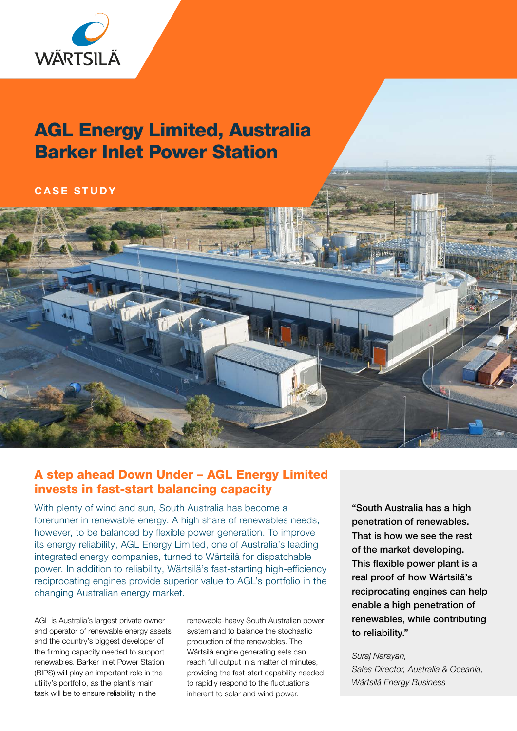# AGL Energy Limited, Australia Barker Inlet Power Station

**CASE STUDY**

## A step ahead Down Under – AGL Energy Limited invests in fast-start balancing capacity

With plenty of wind and sun, South Australia has become a forerunner in renewable energy. A high share of renewables needs, however, to be balanced by flexible power generation. To improve its energy reliability, AGL Energy Limited, one of Australia's leading integrated energy companies, turned to Wärtsilä for dispatchable power. In addition to reliability, Wärtsilä's fast-starting high-efficiency reciprocating engines provide superior value to AGL's portfolio in the changing Australian energy market.

AGL is Australia's largest private owner and operator of renewable energy assets and the country's biggest developer of the firming capacity needed to support renewables. Barker Inlet Power Station (BIPS) will play an important role in the utility's portfolio, as the plant's main task will be to ensure reliability in the renewable-heavy South Australian power system and to balance the stochastic production of the renewables. The Wärtsilä engine generating sets can reach full output in a matter of minutes, providing the fast-start capability needed to rapidly respond to the fluctuations inherent to solar and wind power.

**"South Australia has a high penetration of renewables. That is how we see the rest of the market developing. This flexible power plant is a real proof of how Wärtsilä's reciprocating engines can help enable a high penetration of renewables, while contributing to reliability."**

*Suraj Narayan,*
*Sales Director, Australia & Oceania,*
*Wärtsilä Energy Business*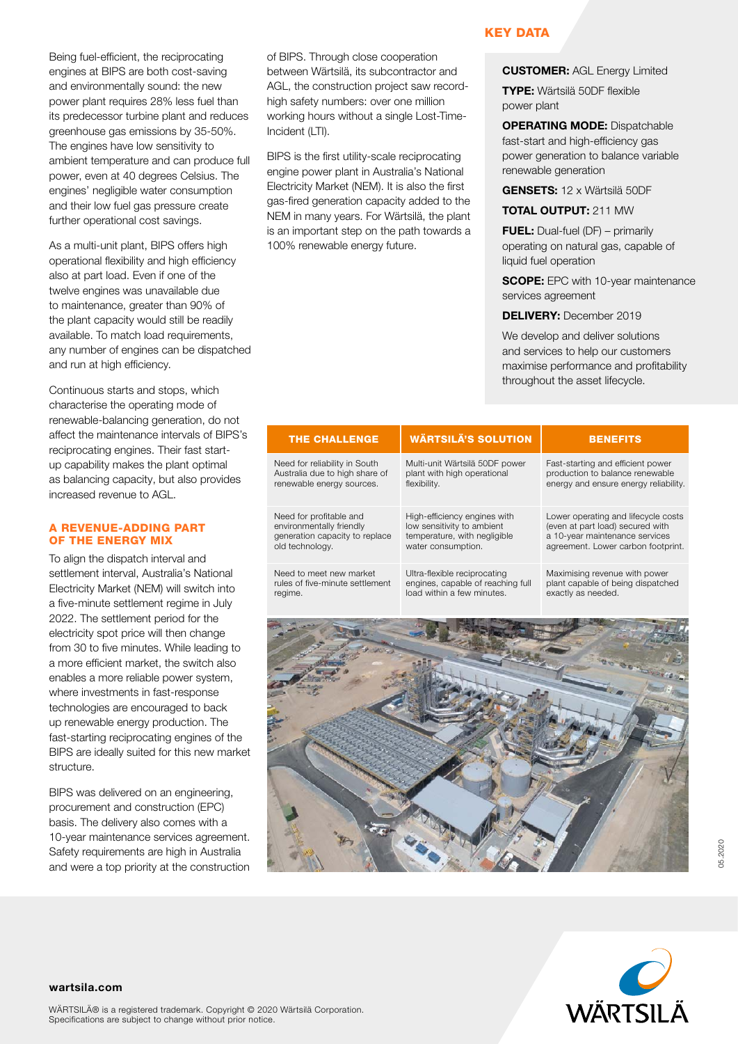Being fuel-efficient, the reciprocating engines at BIPS are both cost-saving and environmentally sound: the new power plant requires 28% less fuel than its predecessor turbine plant and reduces greenhouse gas emissions by 35-50%. The engines have low sensitivity to ambient temperature and can produce full power, even at 40 degrees Celsius. The engines' negligible water consumption and their low fuel gas pressure create further operational cost savings.

As a multi-unit plant, BIPS offers high operational flexibility and high efficiency also at part load. Even if one of the twelve engines was unavailable due to maintenance, greater than 90% of the plant capacity would still be readily available. To match load requirements, any number of engines can be dispatched and run at high efficiency.

Continuous starts and stops, which characterise the operating mode of renewable-balancing generation, do not affect the maintenance intervals of BIPS's reciprocating engines. Their fast start-up capability makes the plant optimal as balancing capacity, but also provides increased revenue to AGL.

## A REVENUE-ADDING PART OF THE ENERGY MIX

To align the dispatch interval and settlement interval, Australia's National Electricity Market (NEM) will switch into a five-minute settlement regime in July 2022. The settlement period for the electricity spot price will then change from 30 to five minutes. While leading to a more efficient market, the switch also enables a more reliable power system, where investments in fast-response technologies are encouraged to back up renewable energy production. The fast-starting reciprocating engines of the BIPS are ideally suited for this new market structure.

BIPS was delivered on an engineering, procurement and construction (EPC) basis. The delivery also comes with a 10-year maintenance services agreement. Safety requirements are high in Australia and were a top priority at the construction of BIPS. Through close cooperation between Wärtsilä, its subcontractor and AGL, the construction project saw record-high safety numbers: over one million working hours without a single Lost-Time-Incident (LTI).

BIPS is the first utility-scale reciprocating engine power plant in Australia's National Electricity Market (NEM). It is also the first gas-fired generation capacity added to the NEM in many years. For Wärtsilä, the plant is an important step on the path towards a 100% renewable energy future.

## KEY DATA

**CUSTOMER:** AGL Energy Limited

**TYPE:** Wärtsilä 50DF flexible power plant

**OPERATING MODE:** Dispatchable fast-start and high-efficiency gas power generation to balance variable renewable generation

**GENSETS:** 12 x Wärtsilä 50DF

**TOTAL OUTPUT:** 211 MW

**FUEL:** Dual-fuel (DF) – primarily operating on natural gas, capable of liquid fuel operation

**SCOPE:** EPC with 10-year maintenance services agreement

**DELIVERY:** December 2019

We develop and deliver solutions and services to help our customers maximise performance and profitability throughout the asset lifecycle.

| THE CHALLENGE | WÄRTSILÄ'S SOLUTION | BENEFITS |
|---|---|---|
| Need for reliability in South Australia due to high share of renewable energy sources. | Multi-unit Wärtsilä 50DF power plant with high operational flexibility. | Fast-starting and efficient power production to balance renewable energy and ensure energy reliability. |
| Need for profitable and environmentally friendly generation capacity to replace old technology. | High-efficiency engines with low sensitivity to ambient temperature, with negligible water consumption. | Lower operating and lifecycle costs (even at part load) secured with a 10-year maintenance services agreement. Lower carbon footprint. |
| Need to meet new market rules of five-minute settlement regime. | Ultra-flexible reciprocating engines, capable of reaching full load within a few minutes. | Maximising revenue with power plant capable of being dispatched exactly as needed. |

05.2020

**wartsila.com**

WÄRTSILÄ® is a registered trademark. Copyright © 2020 Wärtsilä Corporation.
Specifications are subject to change without prior notice.